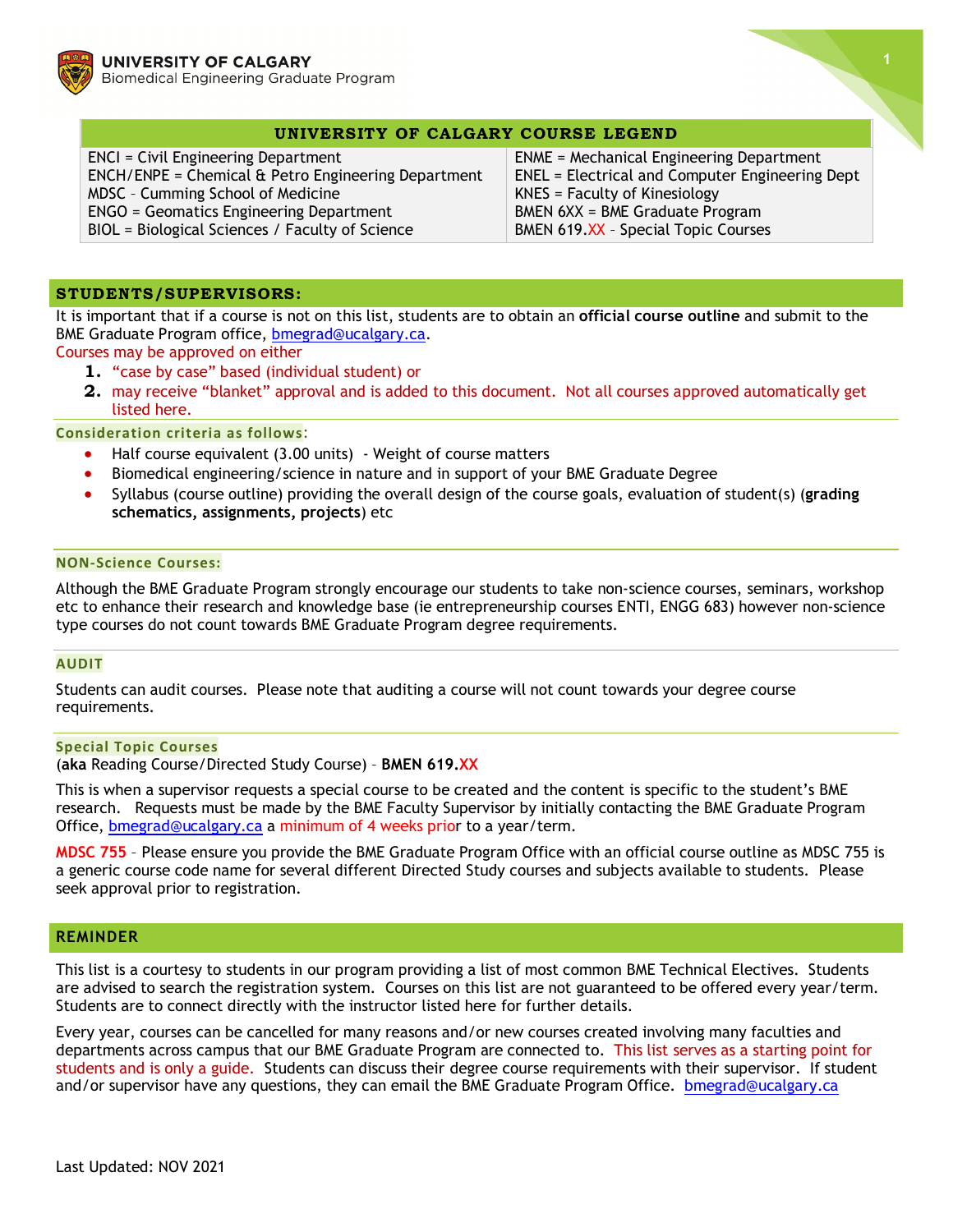**UNIVERSITY OF CALGARY**
Biomedical Engineering Graduate Program

| UNIVERSITY OF CALGARY COURSE LEGEND | |
|---|---|
| ENCI = Civil Engineering Department | ENME = Mechanical Engineering Department |
| ENCH/ENPE = Chemical & Petro Engineering Department | ENEL = Electrical and Computer Engineering Dept |
| MDSC – Cumming School of Medicine | KNES = Faculty of Kinesiology |
| ENGO = Geomatics Engineering Department | BMEN 6XX = BME Graduate Program |
| BIOL = Biological Sciences / Faculty of Science | BMEN 619.XX – Special Topic Courses |

## STUDENTS/SUPERVISORS:

It is important that if a course is not on this list, students are to obtain an **official course outline** and submit to the BME Graduate Program office, bmegrad@ucalgary.ca.

Courses may be approved on either

1. "case by case" based (individual student) or
2. may receive "blanket" approval and is added to this document. Not all courses approved automatically get listed here.

### Consideration criteria as follows:

- Half course equivalent (3.00 units) - Weight of course matters
- Biomedical engineering/science in nature and in support of your BME Graduate Degree
- Syllabus (course outline) providing the overall design of the course goals, evaluation of student(s) (**grading schematics, assignments, projects**) etc

### NON-Science Courses:

Although the BME Graduate Program strongly encourage our students to take non-science courses, seminars, workshop etc to enhance their research and knowledge base (ie entrepreneurship courses ENTI, ENGG 683) however non-science type courses do not count towards BME Graduate Program degree requirements.

### AUDIT

Students can audit courses. Please note that auditing a course will not count towards your degree course requirements.

### Special Topic Courses

(**aka** Reading Course/Directed Study Course) – **BMEN 619.XX**

This is when a supervisor requests a special course to be created and the content is specific to the student's BME research. Requests must be made by the BME Faculty Supervisor by initially contacting the BME Graduate Program Office, bmegrad@ucalgary.ca a minimum of 4 weeks prior to a year/term.

**MDSC 755** – Please ensure you provide the BME Graduate Program Office with an official course outline as MDSC 755 is a generic course code name for several different Directed Study courses and subjects available to students. Please seek approval prior to registration.

## REMINDER

This list is a courtesy to students in our program providing a list of most common BME Technical Electives. Students are advised to search the registration system. Courses on this list are not guaranteed to be offered every year/term. Students are to connect directly with the instructor listed here for further details.

Every year, courses can be cancelled for many reasons and/or new courses created involving many faculties and departments across campus that our BME Graduate Program are connected to. This list serves as a starting point for students and is only a guide. Students can discuss their degree course requirements with their supervisor. If student and/or supervisor have any questions, they can email the BME Graduate Program Office. bmegrad@ucalgary.ca

Last Updated: NOV 2021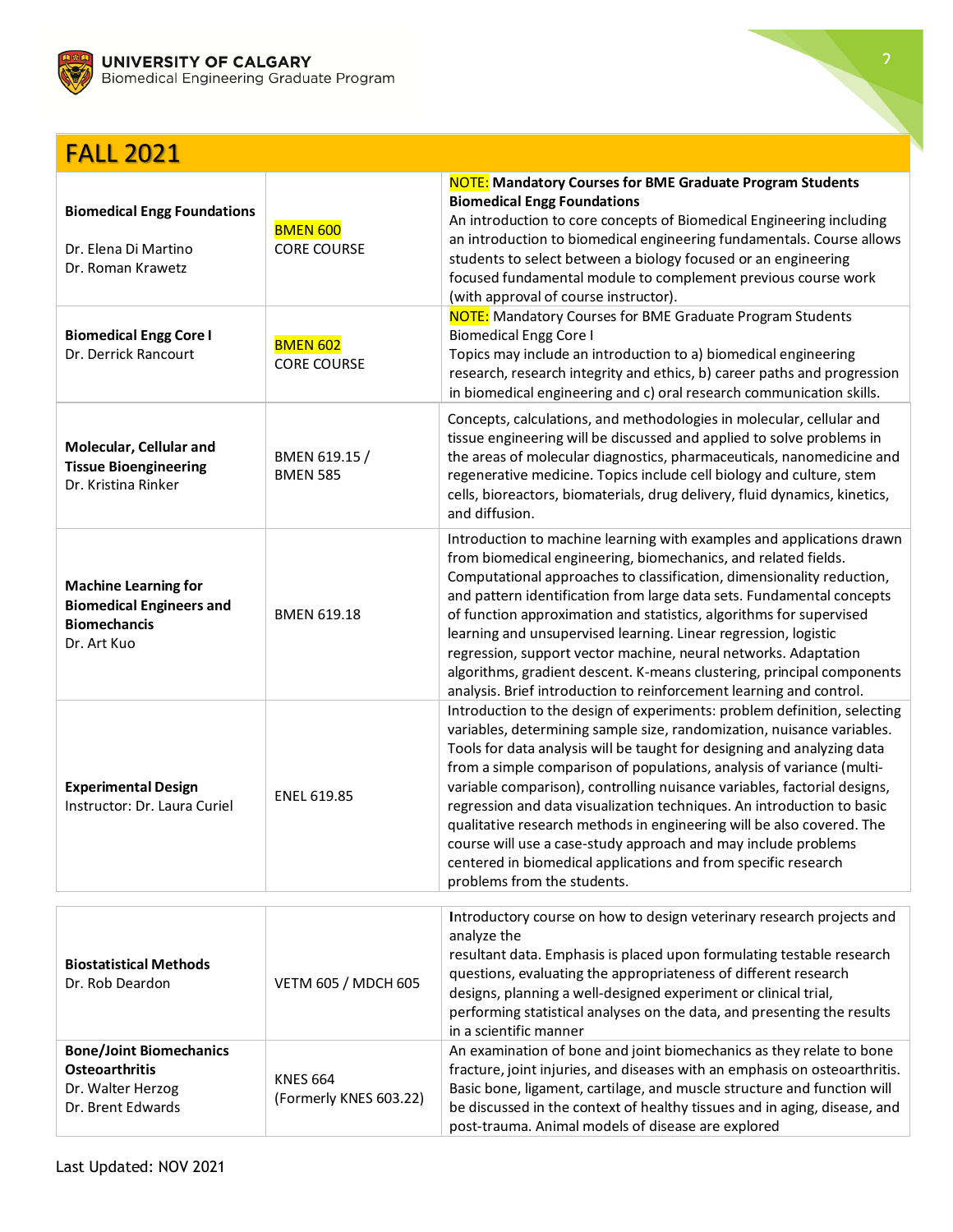## FALL 2021

| Course | Code | Description |
|---|---|---|
| **Biomedical Engg Foundations**<br><br>Dr. Elena Di Martino<br>Dr. Roman Krawetz | BMEN 600<br>CORE COURSE | NOTE: **Mandatory Courses for BME Graduate Program Students**<br>**Biomedical Engg Foundations**<br>An introduction to core concepts of Biomedical Engineering including an introduction to biomedical engineering fundamentals. Course allows students to select between a biology focused or an engineering focused fundamental module to complement previous course work (with approval of course instructor). |
| **Biomedical Engg Core I**<br>Dr. Derrick Rancourt | BMEN 602<br>CORE COURSE | NOTE: Mandatory Courses for BME Graduate Program Students<br>Biomedical Engg Core I<br>Topics may include an introduction to a) biomedical engineering research, research integrity and ethics, b) career paths and progression in biomedical engineering and c) oral research communication skills. |
| **Molecular, Cellular and Tissue Bioengineering**<br>Dr. Kristina Rinker | BMEN 619.15 /<br>BMEN 585 | Concepts, calculations, and methodologies in molecular, cellular and tissue engineering will be discussed and applied to solve problems in the areas of molecular diagnostics, pharmaceuticals, nanomedicine and regenerative medicine. Topics include cell biology and culture, stem cells, bioreactors, biomaterials, drug delivery, fluid dynamics, kinetics, and diffusion. |
| **Machine Learning for Biomedical Engineers and Biomechancis**<br>Dr. Art Kuo | BMEN 619.18 | Introduction to machine learning with examples and applications drawn from biomedical engineering, biomechanics, and related fields. Computational approaches to classification, dimensionality reduction, and pattern identification from large data sets. Fundamental concepts of function approximation and statistics, algorithms for supervised learning and unsupervised learning. Linear regression, logistic regression, support vector machine, neural networks. Adaptation algorithms, gradient descent. K-means clustering, principal components analysis. Brief introduction to reinforcement learning and control. |
| **Experimental Design**<br>Instructor: Dr. Laura Curiel | ENEL 619.85 | Introduction to the design of experiments: problem definition, selecting variables, determining sample size, randomization, nuisance variables. Tools for data analysis will be taught for designing and analyzing data from a simple comparison of populations, analysis of variance (multi-variable comparison), controlling nuisance variables, factorial designs, regression and data visualization techniques. An introduction to basic qualitative research methods in engineering will be also covered. The course will use a case-study approach and may include problems centered in biomedical applications and from specific research problems from the students. |
| **Biostatistical Methods**<br>Dr. Rob Deardon | VETM 605 / MDCH 605 | Introductory course on how to design veterinary research projects and analyze the<br>resultant data. Emphasis is placed upon formulating testable research questions, evaluating the appropriateness of different research designs, planning a well-designed experiment or clinical trial, performing statistical analyses on the data, and presenting the results in a scientific manner |
| **Bone/Joint Biomechanics Osteoarthritis**<br>Dr. Walter Herzog<br>Dr. Brent Edwards | KNES 664<br>(Formerly KNES 603.22) | An examination of bone and joint biomechanics as they relate to bone fracture, joint injuries, and diseases with an emphasis on osteoarthritis. Basic bone, ligament, cartilage, and muscle structure and function will be discussed in the context of healthy tissues and in aging, disease, and post-trauma. Animal models of disease are explored |

Last Updated: NOV 2021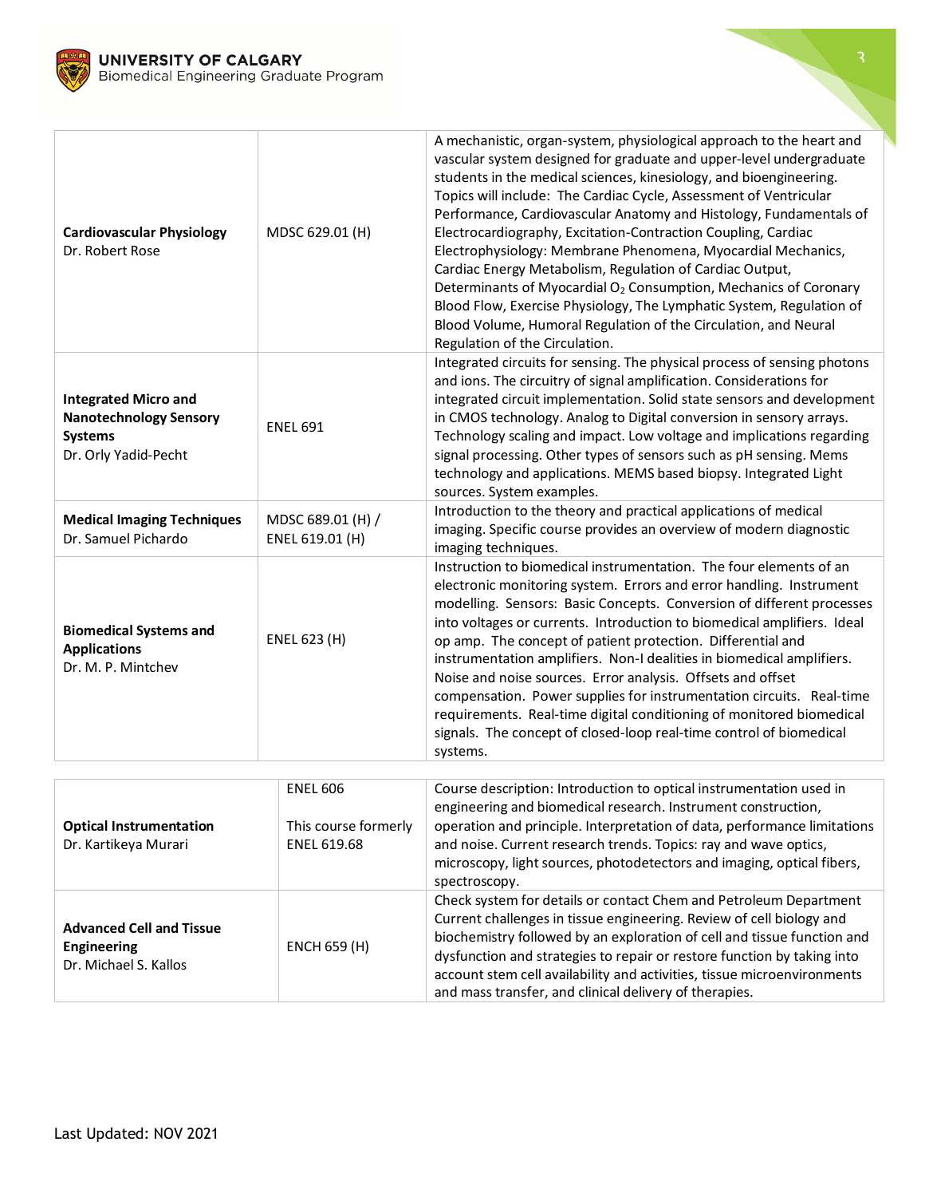| | | |
|---|---|---|
| **Cardiovascular Physiology**<br>Dr. Robert Rose | MDSC 629.01 (H) | A mechanistic, organ-system, physiological approach to the heart and vascular system designed for graduate and upper-level undergraduate students in the medical sciences, kinesiology, and bioengineering. Topics will include: The Cardiac Cycle, Assessment of Ventricular Performance, Cardiovascular Anatomy and Histology, Fundamentals of Electrocardiography, Excitation-Contraction Coupling, Cardiac Electrophysiology: Membrane Phenomena, Myocardial Mechanics, Cardiac Energy Metabolism, Regulation of Cardiac Output, Determinants of Myocardial $O_2$ Consumption, Mechanics of Coronary Blood Flow, Exercise Physiology, The Lymphatic System, Regulation of Blood Volume, Humoral Regulation of the Circulation, and Neural Regulation of the Circulation. |
| **Integrated Micro and Nanotechnology Sensory Systems**<br>Dr. Orly Yadid-Pecht | ENEL 691 | Integrated circuits for sensing. The physical process of sensing photons and ions. The circuitry of signal amplification. Considerations for integrated circuit implementation. Solid state sensors and development in CMOS technology. Analog to Digital conversion in sensory arrays. Technology scaling and impact. Low voltage and implications regarding signal processing. Other types of sensors such as pH sensing. Mems technology and applications. MEMS based biopsy. Integrated Light sources. System examples. |
| **Medical Imaging Techniques**<br>Dr. Samuel Pichardo | MDSC 689.01 (H) / ENEL 619.01 (H) | Introduction to the theory and practical applications of medical imaging. Specific course provides an overview of modern diagnostic imaging techniques. |
| **Biomedical Systems and Applications**<br>Dr. M. P. Mintchev | ENEL 623 (H) | Instruction to biomedical instrumentation. The four elements of an electronic monitoring system. Errors and error handling. Instrument modelling. Sensors: Basic Concepts. Conversion of different processes into voltages or currents. Introduction to biomedical amplifiers. Ideal op amp. The concept of patient protection. Differential and instrumentation amplifiers. Non-I dealities in biomedical amplifiers. Noise and noise sources. Error analysis. Offsets and offset compensation. Power supplies for instrumentation circuits. Real-time requirements. Real-time digital conditioning of monitored biomedical signals. The concept of closed-loop real-time control of biomedical systems. |

| | | |
|---|---|---|
| **Optical Instrumentation**<br>Dr. Kartikeya Murari | ENEL 606<br><br>This course formerly ENEL 619.68 | Course description: Introduction to optical instrumentation used in engineering and biomedical research. Instrument construction, operation and principle. Interpretation of data, performance limitations and noise. Current research trends. Topics: ray and wave optics, microscopy, light sources, photodetectors and imaging, optical fibers, spectroscopy. |
| **Advanced Cell and Tissue Engineering**<br>Dr. Michael S. Kallos | ENCH 659 (H) | Check system for details or contact Chem and Petroleum Department Current challenges in tissue engineering. Review of cell biology and biochemistry followed by an exploration of cell and tissue function and dysfunction and strategies to repair or restore function by taking into account stem cell availability and activities, tissue microenvironments and mass transfer, and clinical delivery of therapies. |

Last Updated: NOV 2021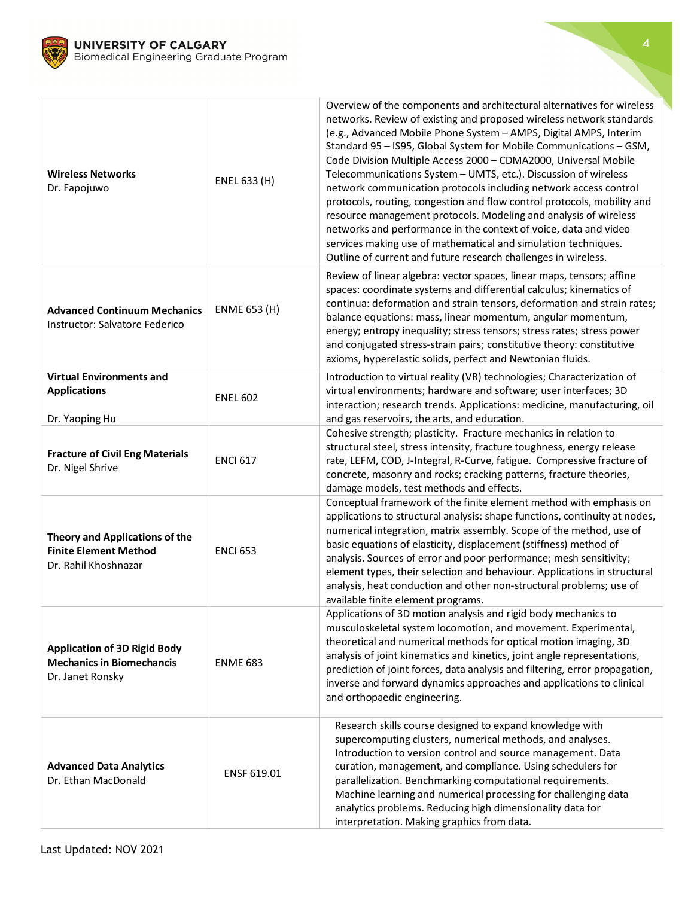| | | |
|---|---|---|
| **Wireless Networks** Dr. Fapojuwo | ENEL 633 (H) | Overview of the components and architectural alternatives for wireless networks. Review of existing and proposed wireless network standards (e.g., Advanced Mobile Phone System – AMPS, Digital AMPS, Interim Standard 95 – IS95, Global System for Mobile Communications – GSM, Code Division Multiple Access 2000 – CDMA2000, Universal Mobile Telecommunications System – UMTS, etc.). Discussion of wireless network communication protocols including network access control protocols, routing, congestion and flow control protocols, mobility and resource management protocols. Modeling and analysis of wireless networks and performance in the context of voice, data and video services making use of mathematical and simulation techniques. Outline of current and future research challenges in wireless. |
| **Advanced Continuum Mechanics** Instructor: Salvatore Federico | ENME 653 (H) | Review of linear algebra: vector spaces, linear maps, tensors; affine spaces: coordinate systems and differential calculus; kinematics of continua: deformation and strain tensors, deformation and strain rates; balance equations: mass, linear momentum, angular momentum, energy; entropy inequality; stress tensors; stress rates; stress power and conjugated stress-strain pairs; constitutive theory: constitutive axioms, hyperelastic solids, perfect and Newtonian fluids. |
| **Virtual Environments and Applications** Dr. Yaoping Hu | ENEL 602 | Introduction to virtual reality (VR) technologies; Characterization of virtual environments; hardware and software; user interfaces; 3D interaction; research trends. Applications: medicine, manufacturing, oil and gas reservoirs, the arts, and education. |
| **Fracture of Civil Eng Materials** Dr. Nigel Shrive | ENCI 617 | Cohesive strength; plasticity. Fracture mechanics in relation to structural steel, stress intensity, fracture toughness, energy release rate, LEFM, COD, J-Integral, R-Curve, fatigue. Compressive fracture of concrete, masonry and rocks; cracking patterns, fracture theories, damage models, test methods and effects. |
| **Theory and Applications of the Finite Element Method** Dr. Rahil Khoshnazar | ENCI 653 | Conceptual framework of the finite element method with emphasis on applications to structural analysis: shape functions, continuity at nodes, numerical integration, matrix assembly. Scope of the method, use of basic equations of elasticity, displacement (stiffness) method of analysis. Sources of error and poor performance; mesh sensitivity; element types, their selection and behaviour. Applications in structural analysis, heat conduction and other non-structural problems; use of available finite element programs. |
| **Application of 3D Rigid Body Mechanics in Biomechancis** Dr. Janet Ronsky | ENME 683 | Applications of 3D motion analysis and rigid body mechanics to musculoskeletal system locomotion, and movement. Experimental, theoretical and numerical methods for optical motion imaging, 3D analysis of joint kinematics and kinetics, joint angle representations, prediction of joint forces, data analysis and filtering, error propagation, inverse and forward dynamics approaches and applications to clinical and orthopaedic engineering. |
| **Advanced Data Analytics** Dr. Ethan MacDonald | ENSF 619.01 | Research skills course designed to expand knowledge with supercomputing clusters, numerical methods, and analyses. Introduction to version control and source management. Data curation, management, and compliance. Using schedulers for parallelization. Benchmarking computational requirements. Machine learning and numerical processing for challenging data analytics problems. Reducing high dimensionality data for interpretation. Making graphics from data. |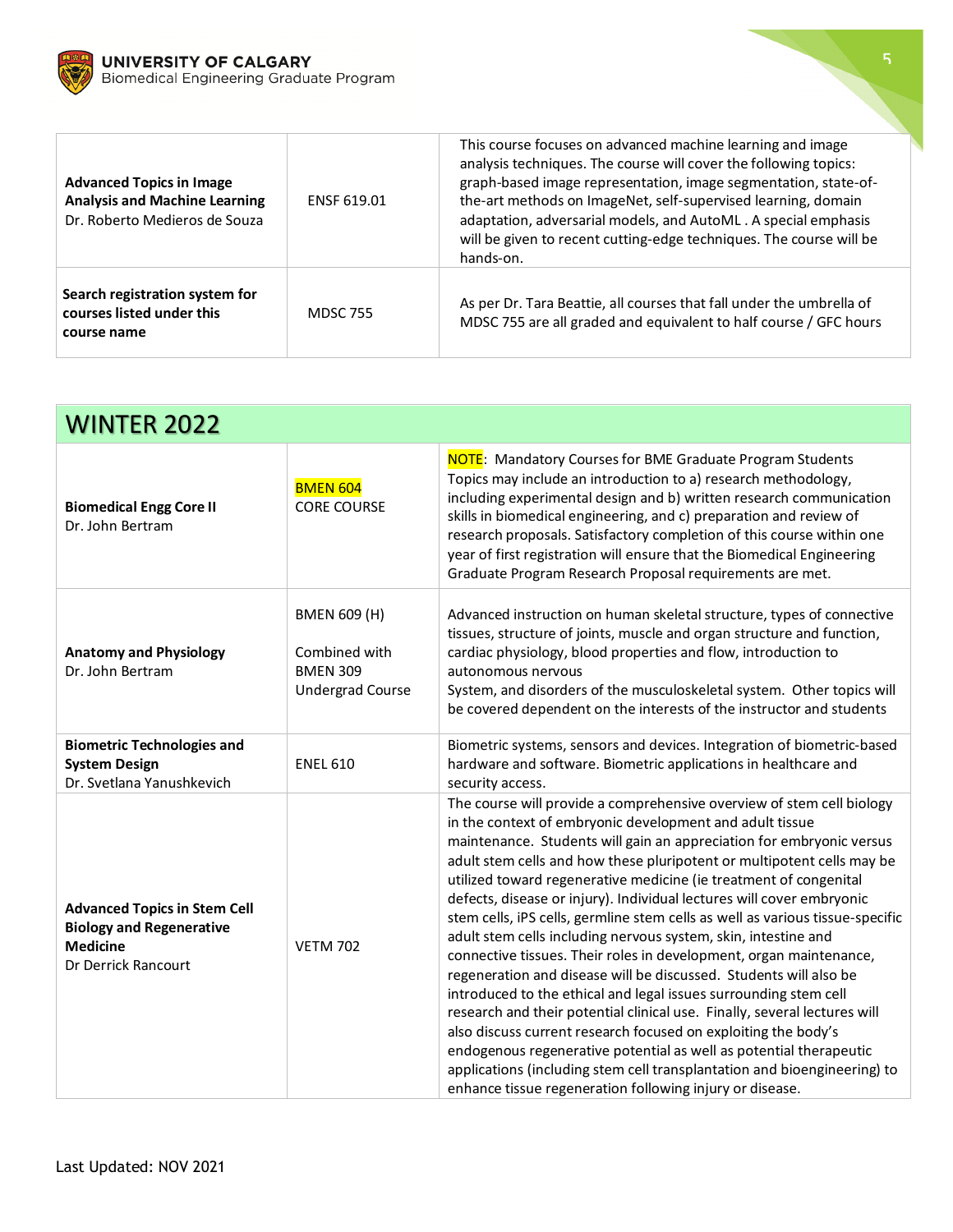| | | |
|---|---|---|
| **Advanced Topics in Image Analysis and Machine Learning** Dr. Roberto Medieros de Souza | ENSF 619.01 | This course focuses on advanced machine learning and image analysis techniques. The course will cover the following topics: graph-based image representation, image segmentation, state-of-the-art methods on ImageNet, self-supervised learning, domain adaptation, adversarial models, and AutoML . A special emphasis will be given to recent cutting-edge techniques. The course will be hands-on. |
| **Search registration system for courses listed under this course name** | MDSC 755 | As per Dr. Tara Beattie, all courses that fall under the umbrella of MDSC 755 are all graded and equivalent to half course / GFC hours |

## WINTER 2022

| | | |
|---|---|---|
| **Biomedical Engg Core II** Dr. John Bertram | BMEN 604 CORE COURSE | NOTE: Mandatory Courses for BME Graduate Program Students Topics may include an introduction to a) research methodology, including experimental design and b) written research communication skills in biomedical engineering, and c) preparation and review of research proposals. Satisfactory completion of this course within one year of first registration will ensure that the Biomedical Engineering Graduate Program Research Proposal requirements are met. |
| **Anatomy and Physiology** Dr. John Bertram | BMEN 609 (H) Combined with BMEN 309 Undergrad Course | Advanced instruction on human skeletal structure, types of connective tissues, structure of joints, muscle and organ structure and function, cardiac physiology, blood properties and flow, introduction to autonomous nervous System, and disorders of the musculoskeletal system. Other topics will be covered dependent on the interests of the instructor and students |
| **Biometric Technologies and System Design** Dr. Svetlana Yanushkevich | ENEL 610 | Biometric systems, sensors and devices. Integration of biometric-based hardware and software. Biometric applications in healthcare and security access. |
| **Advanced Topics in Stem Cell Biology and Regenerative Medicine** Dr Derrick Rancourt | VETM 702 | The course will provide a comprehensive overview of stem cell biology in the context of embryonic development and adult tissue maintenance. Students will gain an appreciation for embryonic versus adult stem cells and how these pluripotent or multipotent cells may be utilized toward regenerative medicine (ie treatment of congenital defects, disease or injury). Individual lectures will cover embryonic stem cells, iPS cells, germline stem cells as well as various tissue-specific adult stem cells including nervous system, skin, intestine and connective tissues. Their roles in development, organ maintenance, regeneration and disease will be discussed. Students will also be introduced to the ethical and legal issues surrounding stem cell research and their potential clinical use. Finally, several lectures will also discuss current research focused on exploiting the body's endogenous regenerative potential as well as potential therapeutic applications (including stem cell transplantation and bioengineering) to enhance tissue regeneration following injury or disease. |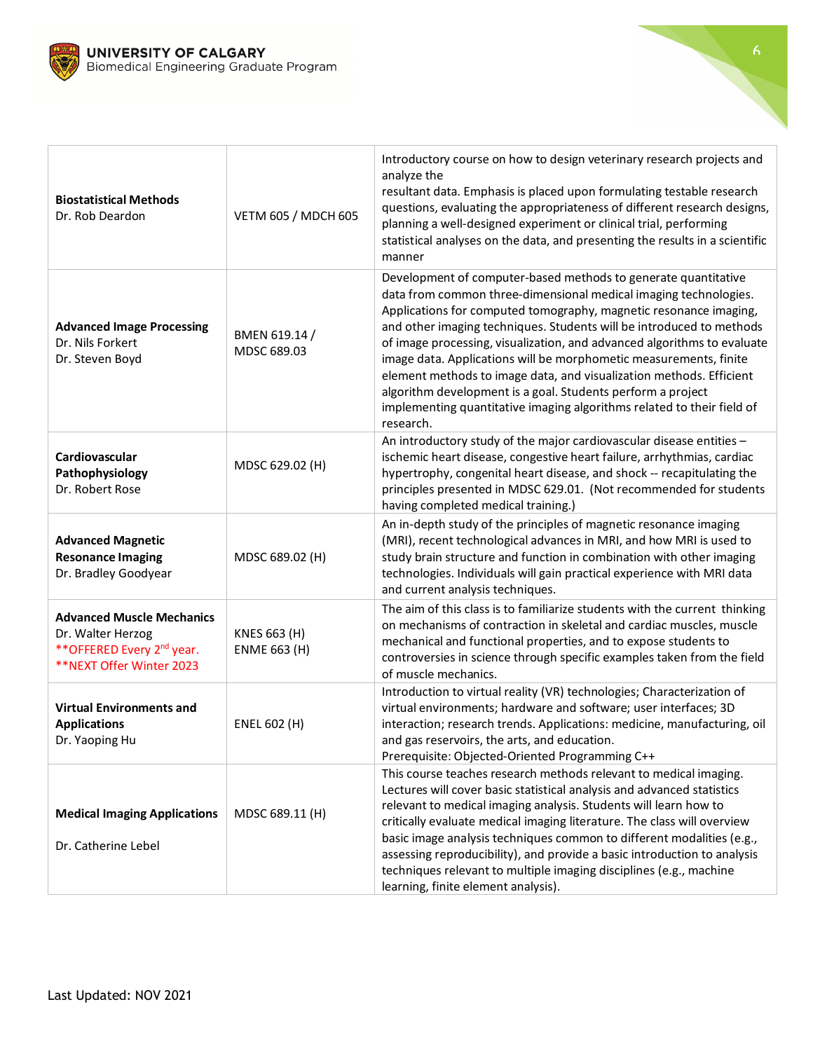| | | |
|---|---|---|
| **Biostatistical Methods**<br>Dr. Rob Deardon | VETM 605 / MDCH 605 | Introductory course on how to design veterinary research projects and analyze the resultant data. Emphasis is placed upon formulating testable research questions, evaluating the appropriateness of different research designs, planning a well-designed experiment or clinical trial, performing statistical analyses on the data, and presenting the results in a scientific manner |
| **Advanced Image Processing**<br>Dr. Nils Forkert<br>Dr. Steven Boyd | BMEN 619.14 / MDSC 689.03 | Development of computer-based methods to generate quantitative data from common three-dimensional medical imaging technologies. Applications for computed tomography, magnetic resonance imaging, and other imaging techniques. Students will be introduced to methods of image processing, visualization, and advanced algorithms to evaluate image data. Applications will be morphometric measurements, finite element methods to image data, and visualization methods. Efficient algorithm development is a goal. Students perform a project implementing quantitative imaging algorithms related to their field of research. |
| **Cardiovascular Pathophysiology**<br>Dr. Robert Rose | MDSC 629.02 (H) | An introductory study of the major cardiovascular disease entities – ischemic heart disease, congestive heart failure, arrhythmias, cardiac hypertrophy, congenital heart disease, and shock -- recapitulating the principles presented in MDSC 629.01. (Not recommended for students having completed medical training.) |
| **Advanced Magnetic Resonance Imaging**<br>Dr. Bradley Goodyear | MDSC 689.02 (H) | An in-depth study of the principles of magnetic resonance imaging (MRI), recent technological advances in MRI, and how MRI is used to study brain structure and function in combination with other imaging technologies. Individuals will gain practical experience with MRI data and current analysis techniques. |
| **Advanced Muscle Mechanics**<br>Dr. Walter Herzog<br>**OFFERED Every 2nd year.<br>**NEXT Offer Winter 2023 | KNES 663 (H)<br>ENME 663 (H) | The aim of this class is to familiarize students with the current thinking on mechanisms of contraction in skeletal and cardiac muscles, muscle mechanical and functional properties, and to expose students to controversies in science through specific examples taken from the field of muscle mechanics. |
| **Virtual Environments and Applications**<br>Dr. Yaoping Hu | ENEL 602 (H) | Introduction to virtual reality (VR) technologies; Characterization of virtual environments; hardware and software; user interfaces; 3D interaction; research trends. Applications: medicine, manufacturing, oil and gas reservoirs, the arts, and education.<br>Prerequisite: Objected-Oriented Programming C++ |
| **Medical Imaging Applications**<br><br>Dr. Catherine Lebel | MDSC 689.11 (H) | This course teaches research methods relevant to medical imaging. Lectures will cover basic statistical analysis and advanced statistics relevant to medical imaging analysis. Students will learn how to critically evaluate medical imaging literature. The class will overview basic image analysis techniques common to different modalities (e.g., assessing reproducibility), and provide a basic introduction to analysis techniques relevant to multiple imaging disciplines (e.g., machine learning, finite element analysis). |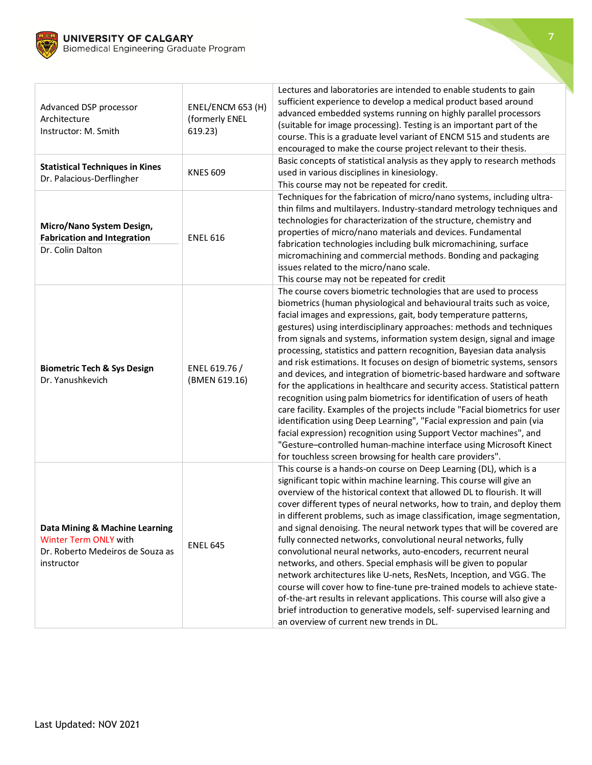| | | |
|---|---|---|
| Advanced DSP processor Architecture<br>Instructor: M. Smith | ENEL/ENCM 653 (H) (formerly ENEL 619.23) | Lectures and laboratories are intended to enable students to gain sufficient experience to develop a medical product based around advanced embedded systems running on highly parallel processors (suitable for image processing). Testing is an important part of the course. This is a graduate level variant of ENCM 515 and students are encouraged to make the course project relevant to their thesis. |
| **Statistical Techniques in Kines**<br>Dr. Palacious-Derflingher | KNES 609 | Basic concepts of statistical analysis as they apply to research methods used in various disciplines in kinesiology.<br>This course may not be repeated for credit. |
| **Micro/Nano System Design, Fabrication and Integration**<br>Dr. Colin Dalton | ENEL 616 | Techniques for the fabrication of micro/nano systems, including ultra-thin films and multilayers. Industry-standard metrology techniques and technologies for characterization of the structure, chemistry and properties of micro/nano materials and devices. Fundamental fabrication technologies including bulk micromachining, surface micromachining and commercial methods. Bonding and packaging issues related to the micro/nano scale.<br>This course may not be repeated for credit |
| **Biometric Tech & Sys Design**<br>Dr. Yanushkevich | ENEL 619.76 / (BMEN 619.16) | The course covers biometric technologies that are used to process biometrics (human physiological and behavioural traits such as voice, facial images and expressions, gait, body temperature patterns, gestures) using interdisciplinary approaches: methods and techniques from signals and systems, information system design, signal and image processing, statistics and pattern recognition, Bayesian data analysis and risk estimations. It focuses on design of biometric systems, sensors and devices, and integration of biometric-based hardware and software for the applications in healthcare and security access. Statistical pattern recognition using palm biometrics for identification of users of heath care facility. Examples of the projects include "Facial biometrics for user identification using Deep Learning", "Facial expression and pain (via facial expression) recognition using Support Vector machines", and "Gesture–controlled human-machine interface using Microsoft Kinect for touchless screen browsing for health care providers". |
| **Data Mining & Machine Learning**<br>Winter Term ONLY with Dr. Roberto Medeiros de Souza as instructor | ENEL 645 | This course is a hands-on course on Deep Learning (DL), which is a significant topic within machine learning. This course will give an overview of the historical context that allowed DL to flourish. It will cover different types of neural networks, how to train, and deploy them in different problems, such as image classification, image segmentation, and signal denoising. The neural network types that will be covered are fully connected networks, convolutional neural networks, fully convolutional neural networks, auto-encoders, recurrent neural networks, and others. Special emphasis will be given to popular network architectures like U-nets, ResNets, Inception, and VGG. The course will cover how to fine-tune pre-trained models to achieve state-of-the-art results in relevant applications. This course will also give a brief introduction to generative models, self- supervised learning and an overview of current new trends in DL. |

Last Updated: NOV 2021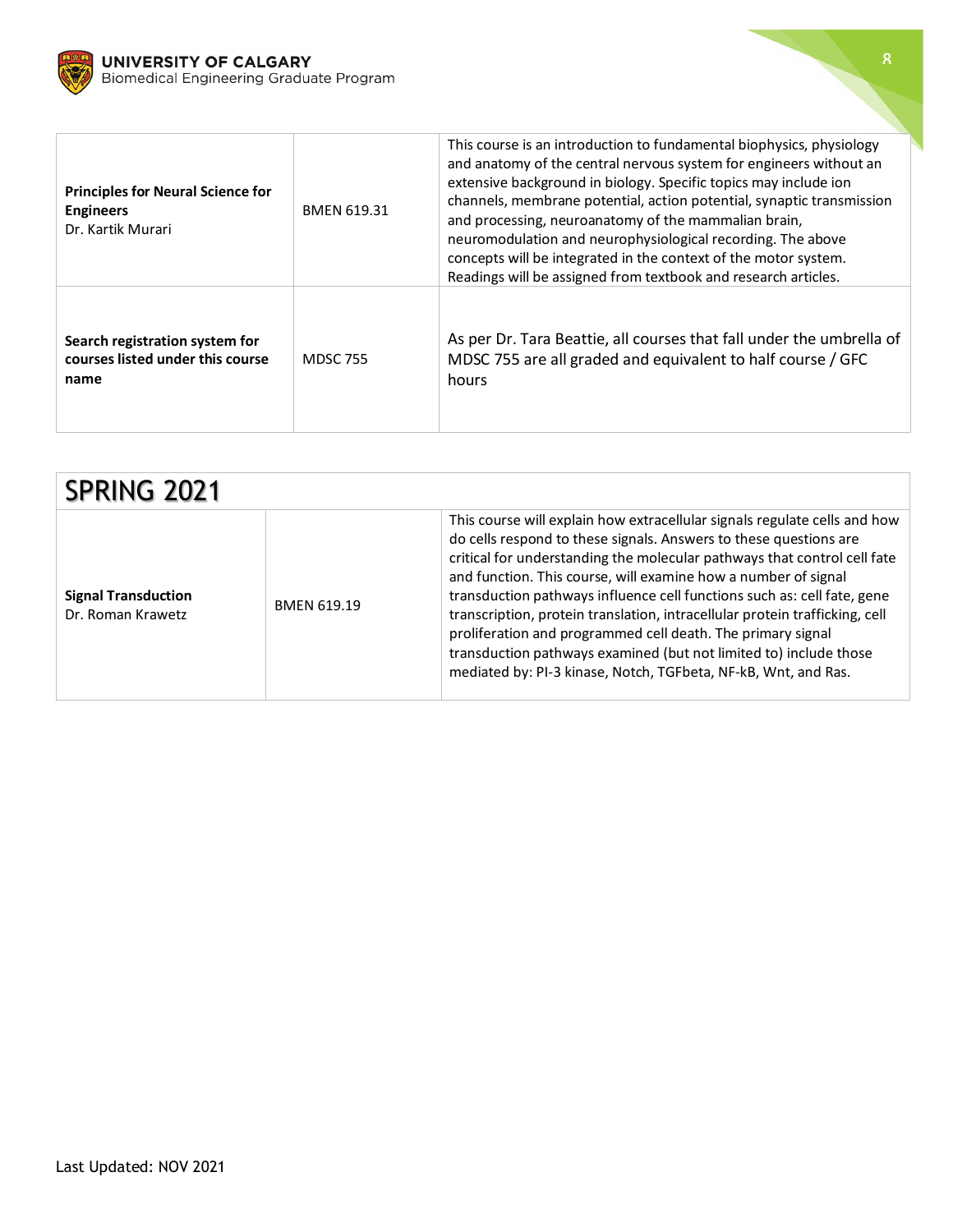| | | |
|---|---|---|
| **Principles for Neural Science for Engineers** Dr. Kartik Murari | BMEN 619.31 | This course is an introduction to fundamental biophysics, physiology and anatomy of the central nervous system for engineers without an extensive background in biology. Specific topics may include ion channels, membrane potential, action potential, synaptic transmission and processing, neuroanatomy of the mammalian brain, neuromodulation and neurophysiological recording. The above concepts will be integrated in the context of the motor system. Readings will be assigned from textbook and research articles. |
| **Search registration system for courses listed under this course name** | MDSC 755 | As per Dr. Tara Beattie, all courses that fall under the umbrella of MDSC 755 are all graded and equivalent to half course / GFC hours |

## SPRING 2021

| | | |
|---|---|---|
| **Signal Transduction** Dr. Roman Krawetz | BMEN 619.19 | This course will explain how extracellular signals regulate cells and how do cells respond to these signals. Answers to these questions are critical for understanding the molecular pathways that control cell fate and function. This course, will examine how a number of signal transduction pathways influence cell functions such as: cell fate, gene transcription, protein translation, intracellular protein trafficking, cell proliferation and programmed cell death. The primary signal transduction pathways examined (but not limited to) include those mediated by: PI-3 kinase, Notch, TGFbeta, NF-kB, Wnt, and Ras. |

Last Updated: NOV 2021